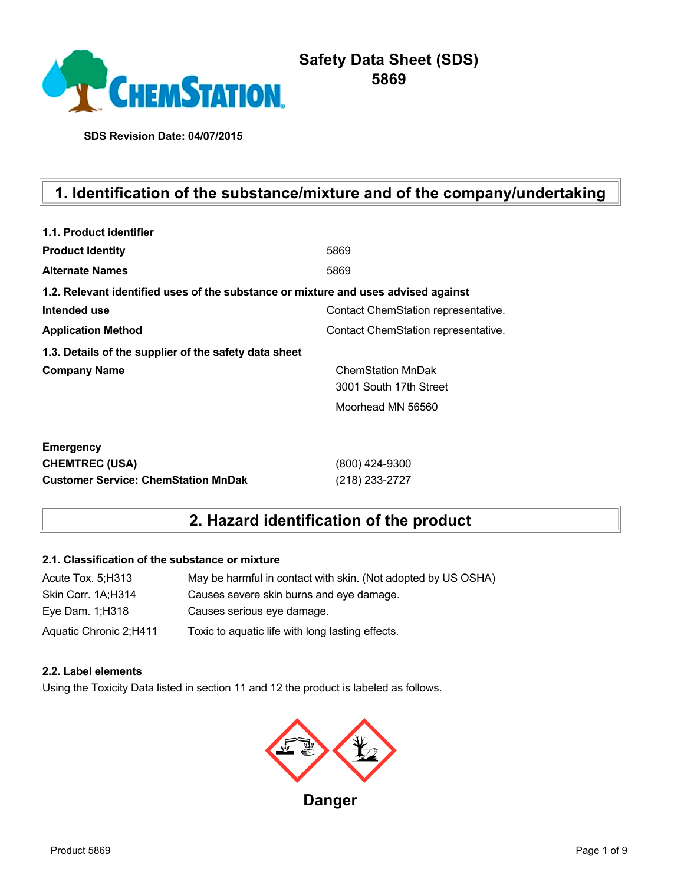# Safety Data Sheet (SDS)
# 5869

**SDS Revision Date: 04/07/2015**

## 1. Identification of the substance/mixture and of the company/undertaking

**1.1. Product identifier**

| | |
|---|---|
| **Product Identity** | 5869 |
| **Alternate Names** | 5869 |

**1.2. Relevant identified uses of the substance or mixture and uses advised against**

| | |
|---|---|
| **Intended use** | Contact ChemStation representative. |
| **Application Method** | Contact ChemStation representative. |

**1.3. Details of the supplier of the safety data sheet**

| | |
|---|---|
| **Company Name** | ChemStation MnDak<br>3001 South 17th Street<br>Moorhead MN 56560 |

| | |
|---|---|
| **Emergency** | |
| **CHEMTREC (USA)** | (800) 424-9300 |
| **Customer Service: ChemStation MnDak** | (218) 233-2727 |

## 2. Hazard identification of the product

**2.1. Classification of the substance or mixture**

| | |
|---|---|
| Acute Tox. 5;H313 | May be harmful in contact with skin. (Not adopted by US OSHA) |
| Skin Corr. 1A;H314 | Causes severe skin burns and eye damage. |
| Eye Dam. 1;H318 | Causes serious eye damage. |
| Aquatic Chronic 2;H411 | Toxic to aquatic life with long lasting effects. |

**2.2. Label elements**

Using the Toxicity Data listed in section 11 and 12 the product is labeled as follows.

**Danger**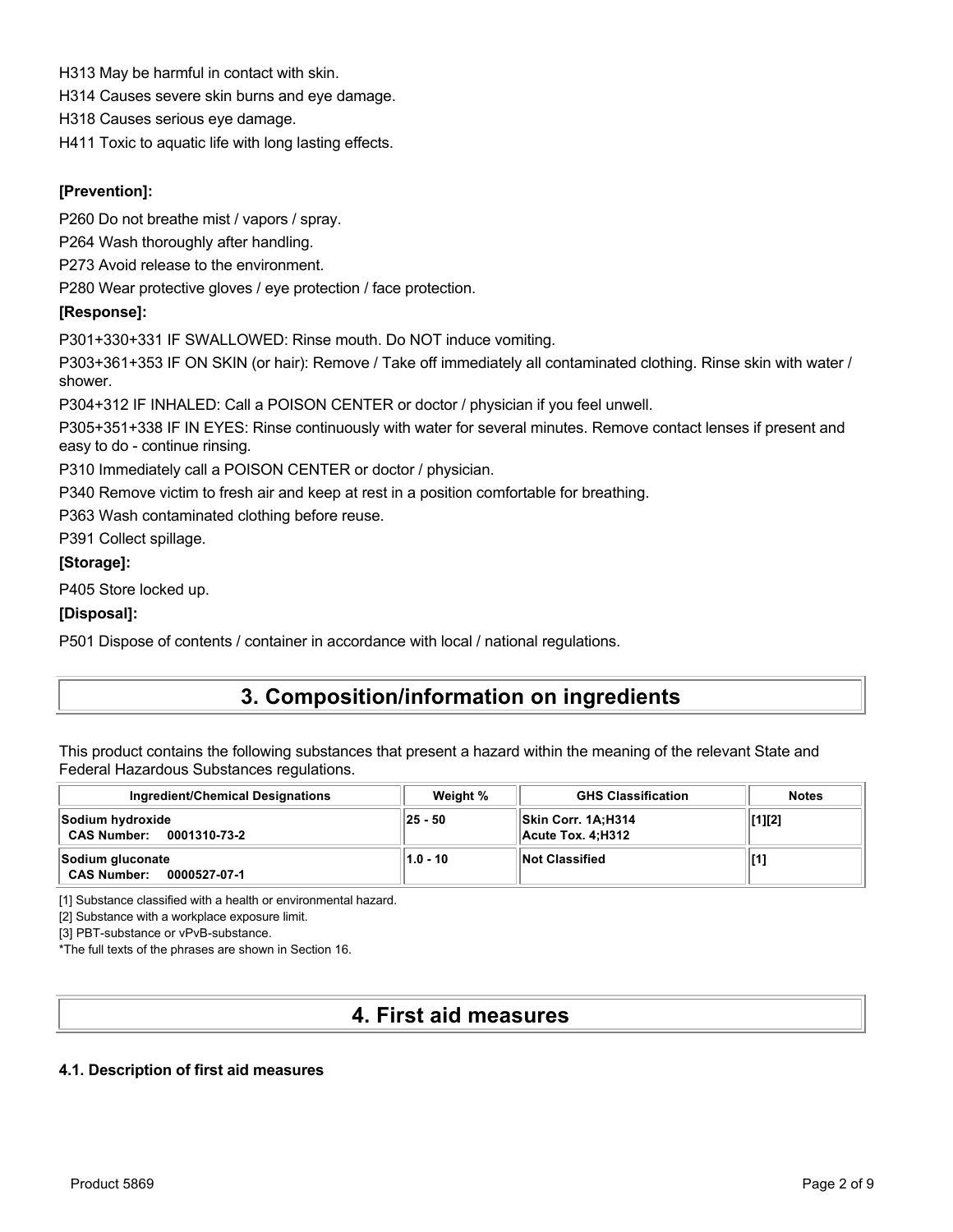H313 May be harmful in contact with skin.

H314 Causes severe skin burns and eye damage.

H318 Causes serious eye damage.

H411 Toxic to aquatic life with long lasting effects.

**[Prevention]:**

P260 Do not breathe mist / vapors / spray.

P264 Wash thoroughly after handling.

P273 Avoid release to the environment.

P280 Wear protective gloves / eye protection / face protection.

**[Response]:**

P301+330+331 IF SWALLOWED: Rinse mouth. Do NOT induce vomiting.

P303+361+353 IF ON SKIN (or hair): Remove / Take off immediately all contaminated clothing. Rinse skin with water / shower.

P304+312 IF INHALED: Call a POISON CENTER or doctor / physician if you feel unwell.

P305+351+338 IF IN EYES: Rinse continuously with water for several minutes. Remove contact lenses if present and easy to do - continue rinsing.

P310 Immediately call a POISON CENTER or doctor / physician.

P340 Remove victim to fresh air and keep at rest in a position comfortable for breathing.

P363 Wash contaminated clothing before reuse.

P391 Collect spillage.

**[Storage]:**

P405 Store locked up.

**[Disposal]:**

P501 Dispose of contents / container in accordance with local / national regulations.

## 3. Composition/information on ingredients

This product contains the following substances that present a hazard within the meaning of the relevant State and Federal Hazardous Substances regulations.

| Ingredient/Chemical Designations | Weight % | GHS Classification | Notes |
|---|---|---|---|
| **Sodium hydroxide** **CAS Number: 0001310-73-2** | 25 - 50 | Skin Corr. 1A;H314 Acute Tox. 4;H312 | [1][2] |
| **Sodium gluconate** **CAS Number: 0000527-07-1** | 1.0 - 10 | Not Classified | [1] |

[1] Substance classified with a health or environmental hazard.

[2] Substance with a workplace exposure limit.

[3] PBT-substance or vPvB-substance.

*The full texts of the phrases are shown in Section 16.

## 4. First aid measures

### 4.1. Description of first aid measures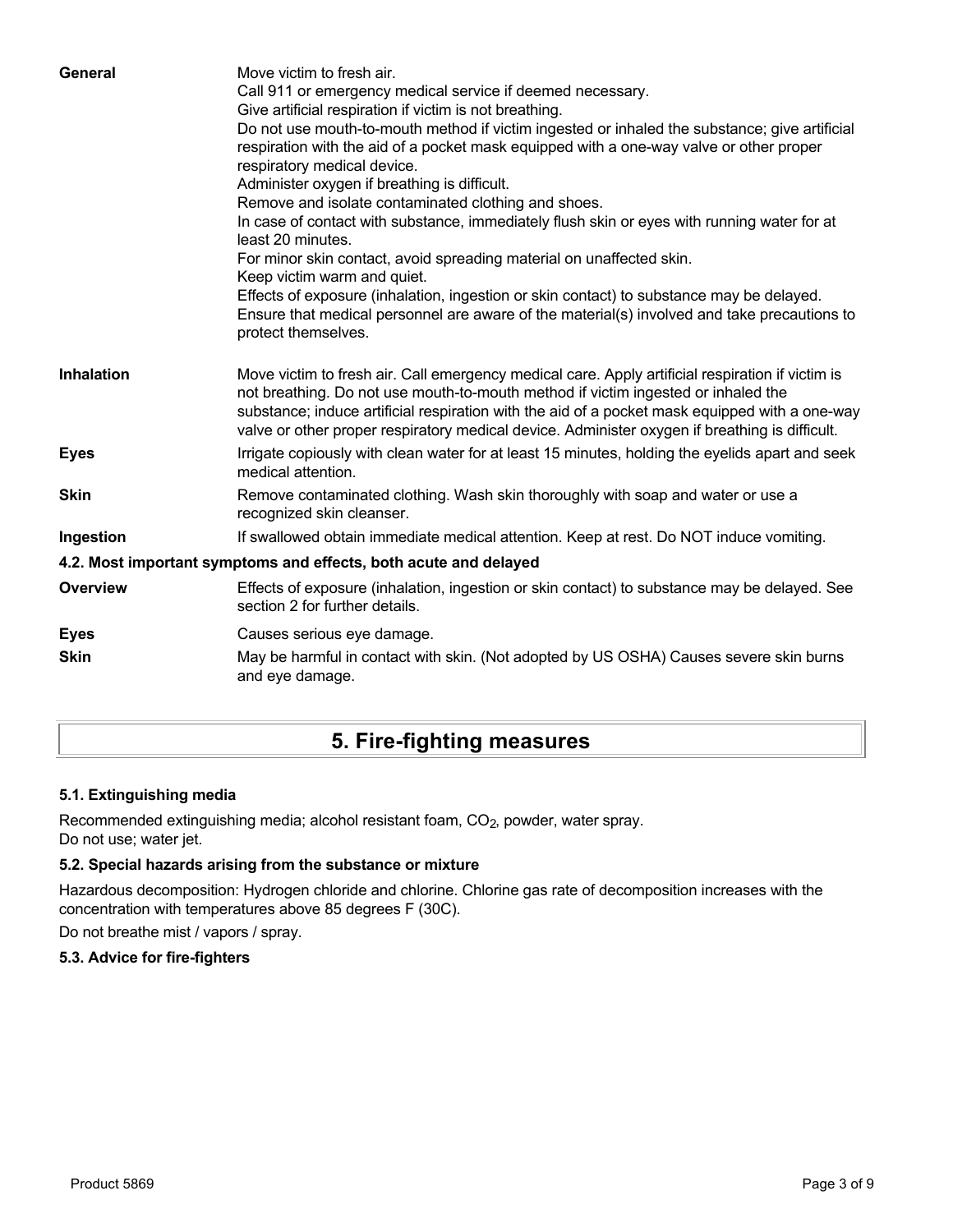**General**

Move victim to fresh air.
Call 911 or emergency medical service if deemed necessary.
Give artificial respiration if victim is not breathing.
Do not use mouth-to-mouth method if victim ingested or inhaled the substance; give artificial respiration with the aid of a pocket mask equipped with a one-way valve or other proper respiratory medical device.
Administer oxygen if breathing is difficult.
Remove and isolate contaminated clothing and shoes.
In case of contact with substance, immediately flush skin or eyes with running water for at least 20 minutes.
For minor skin contact, avoid spreading material on unaffected skin.
Keep victim warm and quiet.
Effects of exposure (inhalation, ingestion or skin contact) to substance may be delayed.
Ensure that medical personnel are aware of the material(s) involved and take precautions to protect themselves.

**Inhalation**

Move victim to fresh air. Call emergency medical care. Apply artificial respiration if victim is not breathing. Do not use mouth-to-mouth method if victim ingested or inhaled the substance; induce artificial respiration with the aid of a pocket mask equipped with a one-way valve or other proper respiratory medical device. Administer oxygen if breathing is difficult.

**Eyes**

Irrigate copiously with clean water for at least 15 minutes, holding the eyelids apart and seek medical attention.

**Skin**

Remove contaminated clothing. Wash skin thoroughly with soap and water or use a recognized skin cleanser.

**Ingestion**

If swallowed obtain immediate medical attention. Keep at rest. Do NOT induce vomiting.

### 4.2. Most important symptoms and effects, both acute and delayed

**Overview**

Effects of exposure (inhalation, ingestion or skin contact) to substance may be delayed. See section 2 for further details.

**Eyes**

Causes serious eye damage.

**Skin**

May be harmful in contact with skin. (Not adopted by US OSHA) Causes severe skin burns and eye damage.

## 5. Fire-fighting measures

### 5.1. Extinguishing media

Recommended extinguishing media; alcohol resistant foam, $CO_2$, powder, water spray.
Do not use; water jet.

### 5.2. Special hazards arising from the substance or mixture

Hazardous decomposition: Hydrogen chloride and chlorine. Chlorine gas rate of decomposition increases with the concentration with temperatures above 85 degrees F (30C).

Do not breathe mist / vapors / spray.

### 5.3. Advice for fire-fighters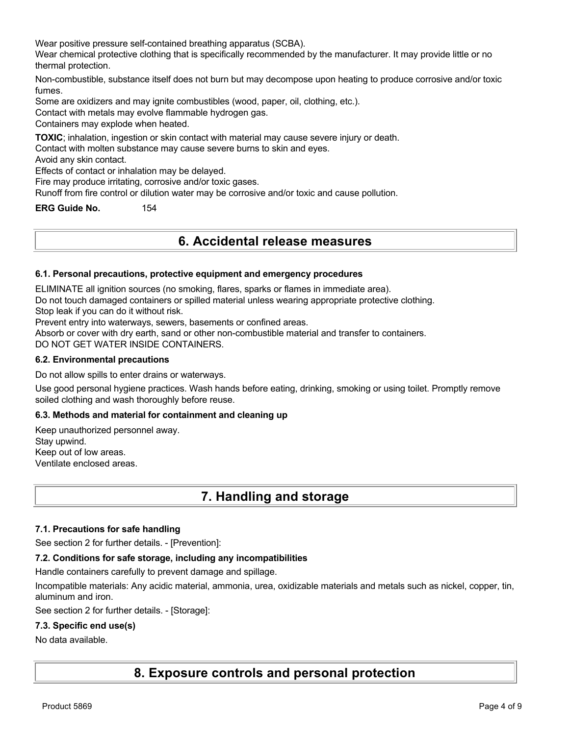Wear positive pressure self-contained breathing apparatus (SCBA).
Wear chemical protective clothing that is specifically recommended by the manufacturer. It may provide little or no thermal protection.

Non-combustible, substance itself does not burn but may decompose upon heating to produce corrosive and/or toxic fumes.
Some are oxidizers and may ignite combustibles (wood, paper, oil, clothing, etc.).
Contact with metals may evolve flammable hydrogen gas.
Containers may explode when heated.

**TOXIC**; inhalation, ingestion or skin contact with material may cause severe injury or death.
Contact with molten substance may cause severe burns to skin and eyes.
Avoid any skin contact.
Effects of contact or inhalation may be delayed.
Fire may produce irritating, corrosive and/or toxic gases.
Runoff from fire control or dilution water may be corrosive and/or toxic and cause pollution.

**ERG Guide No.** 154

# 6. Accidental release measures

### 6.1. Personal precautions, protective equipment and emergency procedures

ELIMINATE all ignition sources (no smoking, flares, sparks or flames in immediate area).
Do not touch damaged containers or spilled material unless wearing appropriate protective clothing.
Stop leak if you can do it without risk.
Prevent entry into waterways, sewers, basements or confined areas.
Absorb or cover with dry earth, sand or other non-combustible material and transfer to containers.
DO NOT GET WATER INSIDE CONTAINERS.

### 6.2. Environmental precautions

Do not allow spills to enter drains or waterways.

Use good personal hygiene practices. Wash hands before eating, drinking, smoking or using toilet. Promptly remove soiled clothing and wash thoroughly before reuse.

### 6.3. Methods and material for containment and cleaning up

Keep unauthorized personnel away.
Stay upwind.
Keep out of low areas.
Ventilate enclosed areas.

# 7. Handling and storage

### 7.1. Precautions for safe handling

See section 2 for further details. - [Prevention]:

### 7.2. Conditions for safe storage, including any incompatibilities

Handle containers carefully to prevent damage and spillage.

Incompatible materials: Any acidic material, ammonia, urea, oxidizable materials and metals such as nickel, copper, tin, aluminum and iron.

See section 2 for further details. - [Storage]:

### 7.3. Specific end use(s)

No data available.

# 8. Exposure controls and personal protection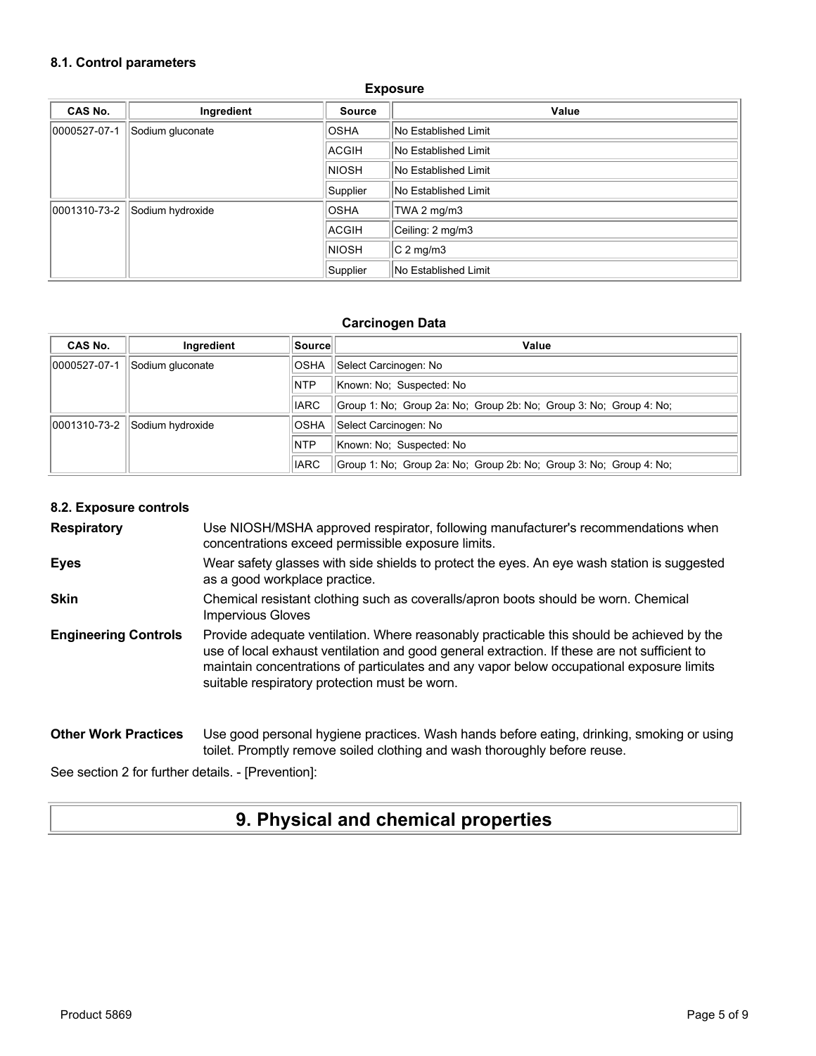### 8.1. Control parameters

**Exposure**

| CAS No. | Ingredient | Source | Value |
|---|---|---|---|
| 0000527-07-1 | Sodium gluconate | OSHA | No Established Limit |
| | | ACGIH | No Established Limit |
| | | NIOSH | No Established Limit |
| | | Supplier | No Established Limit |
| 0001310-73-2 | Sodium hydroxide | OSHA | TWA 2 mg/m3 |
| | | ACGIH | Ceiling: 2 mg/m3 |
| | | NIOSH | C 2 mg/m3 |
| | | Supplier | No Established Limit |

**Carcinogen Data**

| CAS No. | Ingredient | Source | Value |
|---|---|---|---|
| 0000527-07-1 | Sodium gluconate | OSHA | Select Carcinogen: No |
| | | NTP | Known: No; Suspected: No |
| | | IARC | Group 1: No; Group 2a: No; Group 2b: No; Group 3: No; Group 4: No; |
| 0001310-73-2 | Sodium hydroxide | OSHA | Select Carcinogen: No |
| | | NTP | Known: No; Suspected: No |
| | | IARC | Group 1: No; Group 2a: No; Group 2b: No; Group 3: No; Group 4: No; |

### 8.2. Exposure controls

**Respiratory** Use NIOSH/MSHA approved respirator, following manufacturer's recommendations when concentrations exceed permissible exposure limits.

**Eyes** Wear safety glasses with side shields to protect the eyes. An eye wash station is suggested as a good workplace practice.

**Skin** Chemical resistant clothing such as coveralls/apron boots should be worn. Chemical Impervious Gloves

**Engineering Controls** Provide adequate ventilation. Where reasonably practicable this should be achieved by the use of local exhaust ventilation and good general extraction. If these are not sufficient to maintain concentrations of particulates and any vapor below occupational exposure limits suitable respiratory protection must be worn.

**Other Work Practices** Use good personal hygiene practices. Wash hands before eating, drinking, smoking or using toilet. Promptly remove soiled clothing and wash thoroughly before reuse.

See section 2 for further details. - [Prevention]:

## 9. Physical and chemical properties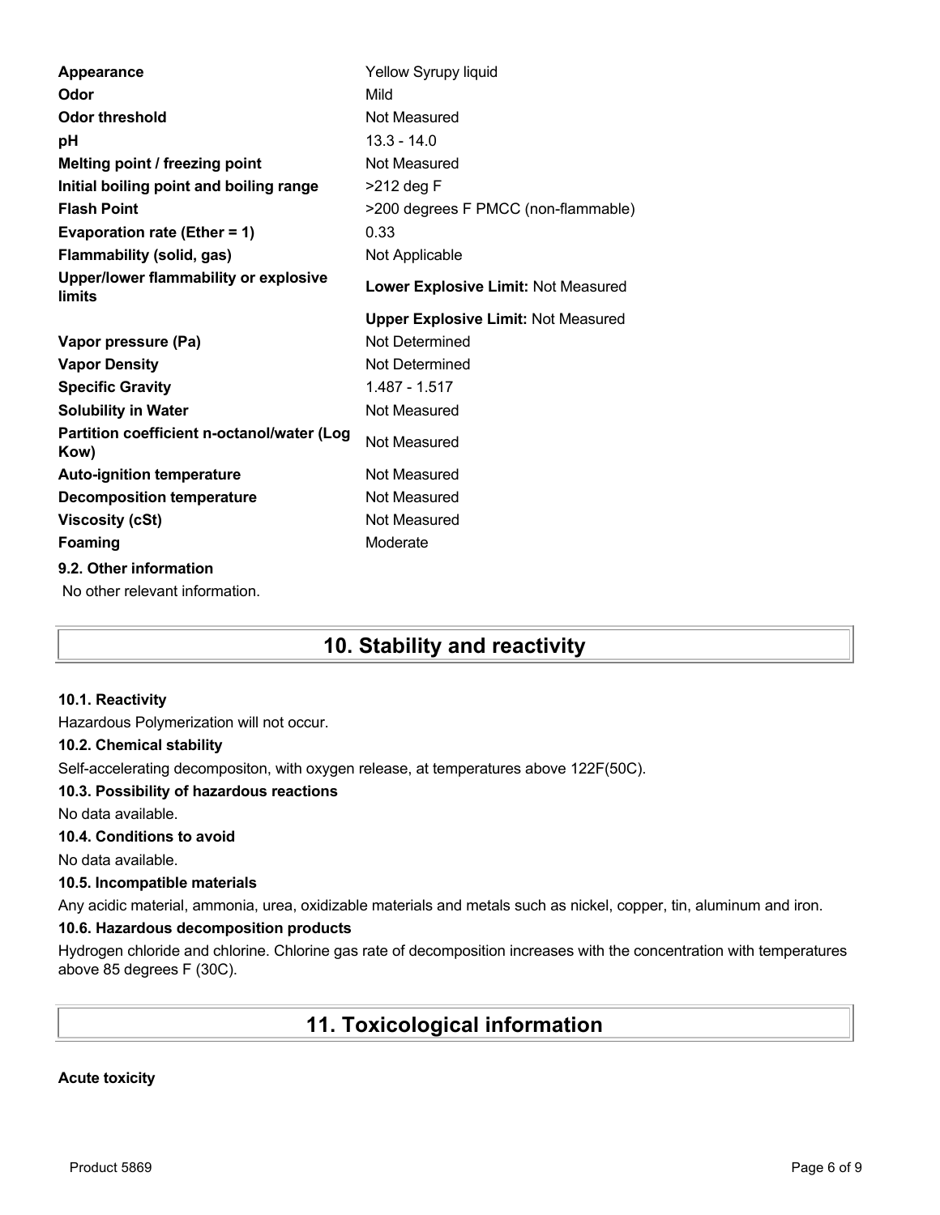| | |
|---|---|
| **Appearance** | Yellow Syrupy liquid |
| **Odor** | Mild |
| **Odor threshold** | Not Measured |
| **pH** | 13.3 - 14.0 |
| **Melting point / freezing point** | Not Measured |
| **Initial boiling point and boiling range** | >212 deg F |
| **Flash Point** | >200 degrees F PMCC (non-flammable) |
| **Evaporation rate (Ether = 1)** | 0.33 |
| **Flammability (solid, gas)** | Not Applicable |
| **Upper/lower flammability or explosive limits** | **Lower Explosive Limit:** Not Measured |
| | **Upper Explosive Limit:** Not Measured |
| **Vapor pressure (Pa)** | Not Determined |
| **Vapor Density** | Not Determined |
| **Specific Gravity** | 1.487 - 1.517 |
| **Solubility in Water** | Not Measured |
| **Partition coefficient n-octanol/water (Log Kow)** | Not Measured |
| **Auto-ignition temperature** | Not Measured |
| **Decomposition temperature** | Not Measured |
| **Viscosity (cSt)** | Not Measured |
| **Foaming** | Moderate |

### 9.2. Other information

No other relevant information.

## 10. Stability and reactivity

### 10.1. Reactivity

Hazardous Polymerization will not occur.

### 10.2. Chemical stability

Self-accelerating decompositon, with oxygen release, at temperatures above 122F(50C).

### 10.3. Possibility of hazardous reactions

No data available.

### 10.4. Conditions to avoid

No data available.

### 10.5. Incompatible materials

Any acidic material, ammonia, urea, oxidizable materials and metals such as nickel, copper, tin, aluminum and iron.

### 10.6. Hazardous decomposition products

Hydrogen chloride and chlorine. Chlorine gas rate of decomposition increases with the concentration with temperatures above 85 degrees F (30C).

## 11. Toxicological information

**Acute toxicity**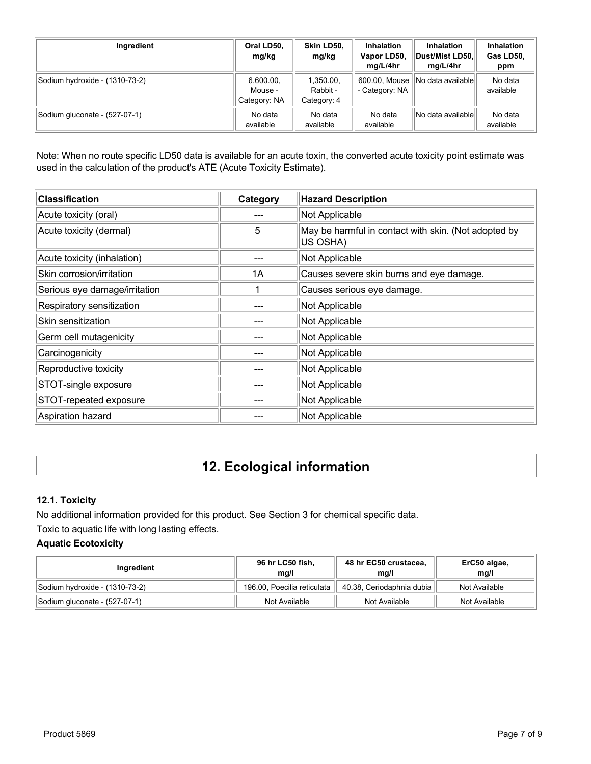| Ingredient | Oral LD50, mg/kg | Skin LD50, mg/kg | Inhalation Vapor LD50, mg/L/4hr | Inhalation Dust/Mist LD50, mg/L/4hr | Inhalation Gas LD50, ppm |
|---|---|---|---|---|---|
| Sodium hydroxide - (1310-73-2) | 6,600.00, Mouse - Category: NA | 1,350.00, Rabbit - Category: 4 | 600.00, Mouse - Category: NA | No data available | No data available |
| Sodium gluconate - (527-07-1) | No data available | No data available | No data available | No data available | No data available |

Note: When no route specific LD50 data is available for an acute toxin, the converted acute toxicity point estimate was used in the calculation of the product's ATE (Acute Toxicity Estimate).

| Classification | Category | Hazard Description |
|---|---|---|
| Acute toxicity (oral) | --- | Not Applicable |
| Acute toxicity (dermal) | 5 | May be harmful in contact with skin. (Not adopted by US OSHA) |
| Acute toxicity (inhalation) | --- | Not Applicable |
| Skin corrosion/irritation | 1A | Causes severe skin burns and eye damage. |
| Serious eye damage/irritation | 1 | Causes serious eye damage. |
| Respiratory sensitization | --- | Not Applicable |
| Skin sensitization | --- | Not Applicable |
| Germ cell mutagenicity | --- | Not Applicable |
| Carcinogenicity | --- | Not Applicable |
| Reproductive toxicity | --- | Not Applicable |
| STOT-single exposure | --- | Not Applicable |
| STOT-repeated exposure | --- | Not Applicable |
| Aspiration hazard | --- | Not Applicable |

# 12. Ecological information

### 12.1. Toxicity

No additional information provided for this product. See Section 3 for chemical specific data.

Toxic to aquatic life with long lasting effects.

**Aquatic Ecotoxicity**

| Ingredient | 96 hr LC50 fish, mg/l | 48 hr EC50 crustacea, mg/l | ErC50 algae, mg/l |
|---|---|---|---|
| Sodium hydroxide - (1310-73-2) | 196.00, Poecilia reticulata | 40.38, Ceriodaphnia dubia | Not Available |
| Sodium gluconate - (527-07-1) | Not Available | Not Available | Not Available |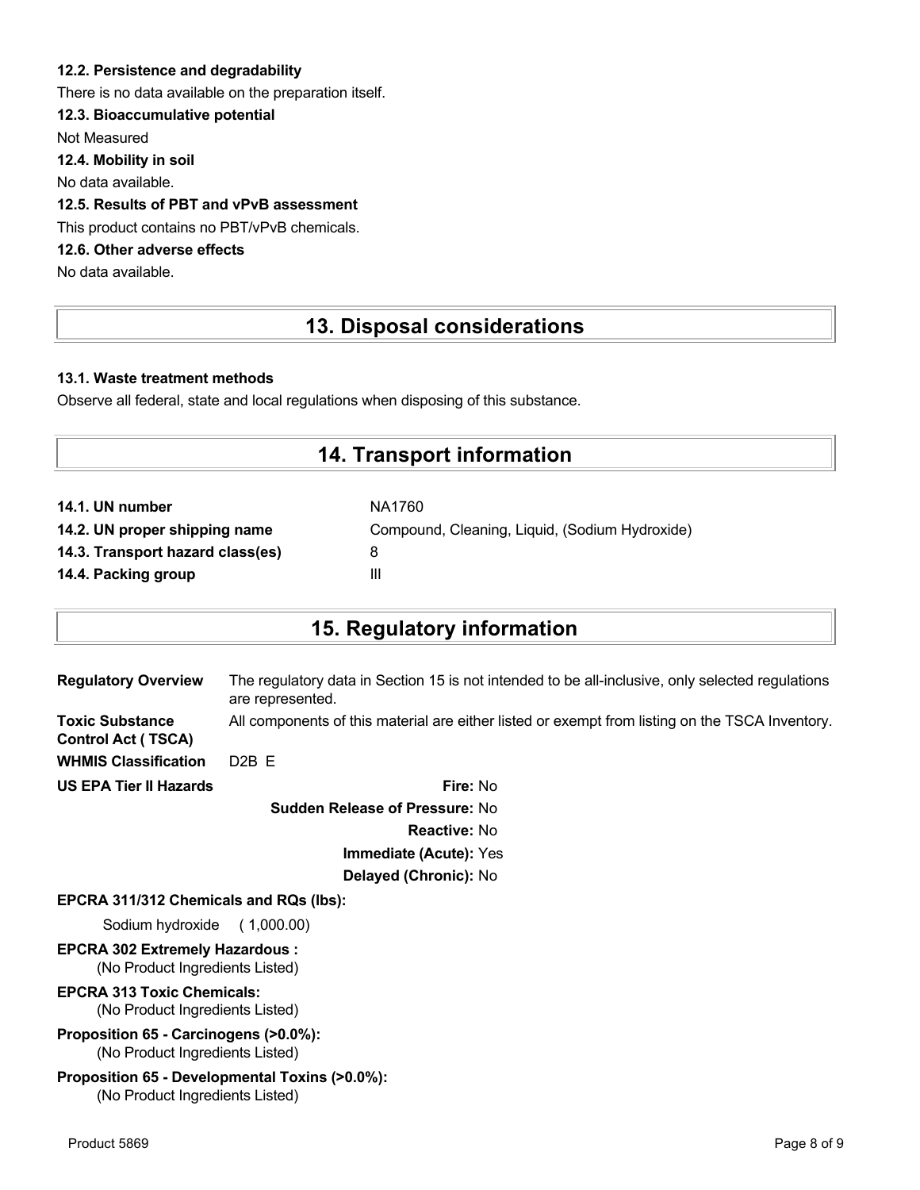**12.2. Persistence and degradability**

There is no data available on the preparation itself.

**12.3. Bioaccumulative potential**

Not Measured

**12.4. Mobility in soil**

No data available.

**12.5. Results of PBT and vPvB assessment**

This product contains no PBT/vPvB chemicals.

**12.6. Other adverse effects**

No data available.

# 13. Disposal considerations

**13.1. Waste treatment methods**

Observe all federal, state and local regulations when disposing of this substance.

# 14. Transport information

| | |
|---|---|
| **14.1. UN number** | NA1760 |
| **14.2. UN proper shipping name** | Compound, Cleaning, Liquid, (Sodium Hydroxide) |
| **14.3. Transport hazard class(es)** | 8 |
| **14.4. Packing group** | III |

# 15. Regulatory information

| | |
|---|---|
| **Regulatory Overview** | The regulatory data in Section 15 is not intended to be all-inclusive, only selected regulations are represented. |
| **Toxic Substance Control Act ( TSCA)** | All components of this material are either listed or exempt from listing on the TSCA Inventory. |
| **WHMIS Classification** | D2B E |

**US EPA Tier II Hazards**

**Fire:** No

**Sudden Release of Pressure:** No

**Reactive:** No

**Immediate (Acute):** Yes

**Delayed (Chronic):** No

**EPCRA 311/312 Chemicals and RQs (lbs):**

Sodium hydroxide ( 1,000.00)

**EPCRA 302 Extremely Hazardous :**

(No Product Ingredients Listed)

**EPCRA 313 Toxic Chemicals:**

(No Product Ingredients Listed)

**Proposition 65 - Carcinogens (>0.0%):**

(No Product Ingredients Listed)

**Proposition 65 - Developmental Toxins (>0.0%):**

(No Product Ingredients Listed)

Product 5869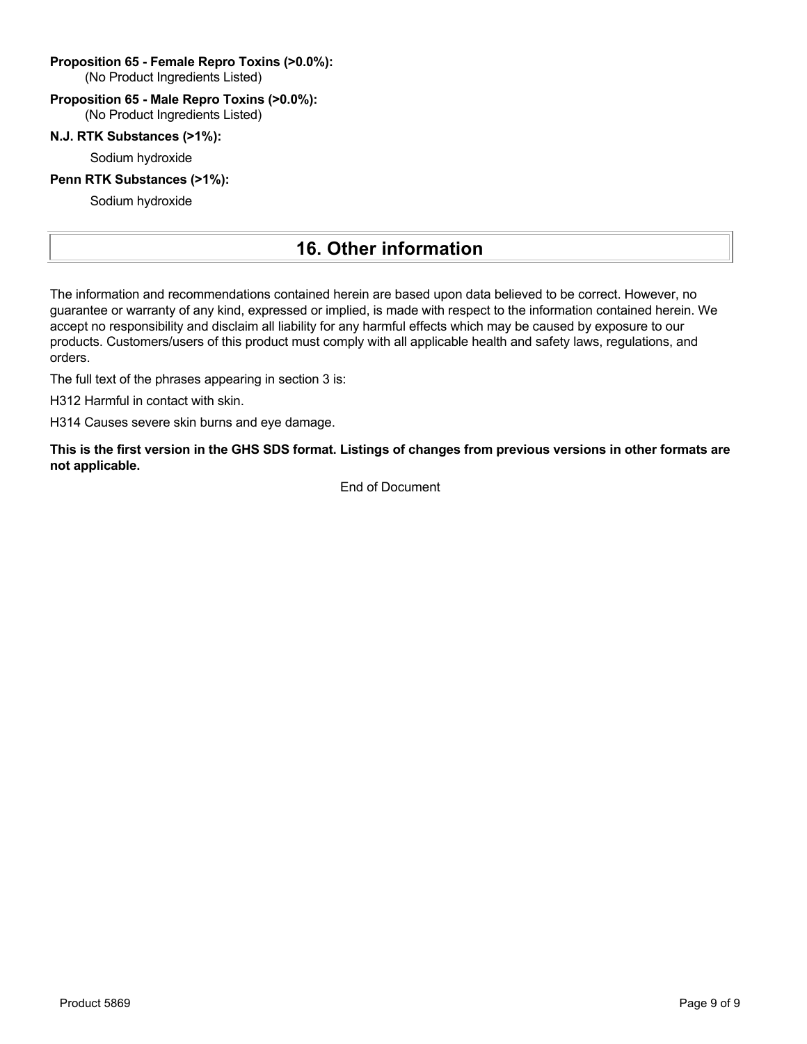**Proposition 65 - Female Repro Toxins (>0.0%):**
(No Product Ingredients Listed)

**Proposition 65 - Male Repro Toxins (>0.0%):**
(No Product Ingredients Listed)

**N.J. RTK Substances (>1%):**

Sodium hydroxide

**Penn RTK Substances (>1%):**

Sodium hydroxide

## 16. Other information

The information and recommendations contained herein are based upon data believed to be correct. However, no guarantee or warranty of any kind, expressed or implied, is made with respect to the information contained herein. We accept no responsibility and disclaim all liability for any harmful effects which may be caused by exposure to our products. Customers/users of this product must comply with all applicable health and safety laws, regulations, and orders.

The full text of the phrases appearing in section 3 is:

H312 Harmful in contact with skin.

H314 Causes severe skin burns and eye damage.

**This is the first version in the GHS SDS format. Listings of changes from previous versions in other formats are not applicable.**

End of Document